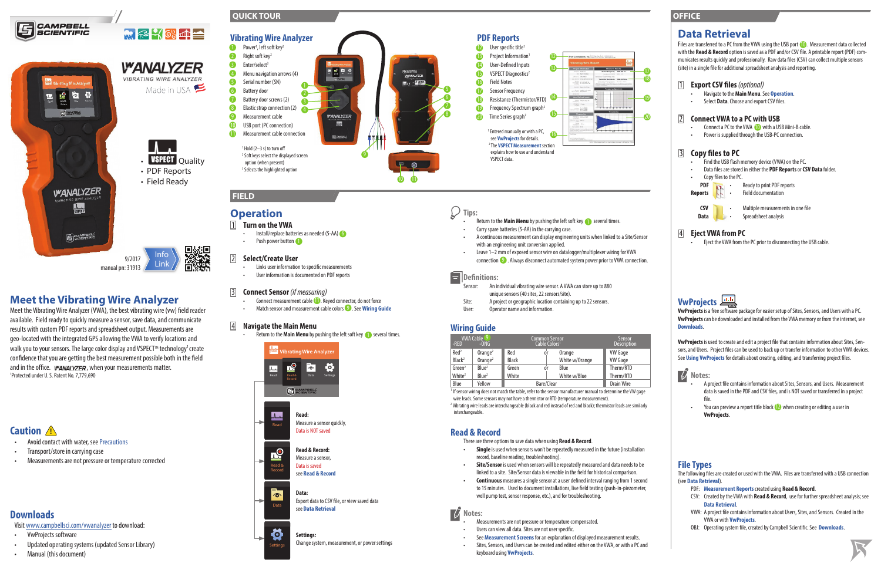VWANALYZER

VIBRATING WIRE ANALYZER

Made in USA

- VSPECT Quality
- PDF Reports
- Field Ready

9/2017

manual pn: 31913

Info Link

## Meet the Vibrating Wire Analyzer

Meet the Vibrating Wire Analyzer (VWA), the best vibrating wire (vw) field reader available. Field ready to quickly measure a sensor, save data, and communicate results with custom PDF reports and spreadsheet output. Measurements are geo-located with the integrated GPS allowing the VWA to verify locations and walk you to your sensors. The large color display and VSPECT™ technology[1] create confidence that you are getting the best measurement possible both in the field and in the office. VWANALYZER, when your measurements matter.

[1]Protected under U. S. Patent No. 7,779,690

## Caution

- Avoid contact with water, see Precautions
- Transport/store in carrying case
- Measurements are not pressure or temperature corrected

## Downloads

Visit www.campbellsci.com/vwanalyzer to download:

- VWProjects software
- Updated operating systems (updated Sensor Library)
- Manual (this document)

# QUICK TOUR

## Vibrating Wire Analyzer

1. Power[1], left soft key[2]
2. Right soft key[2]
3. Enter/select[3]
4. Menu navigation arrows (4)
5. Serial number (SN)
6. Battery door
7. Battery door screws (2)
8. Elastic strap connection (2)
9. Measurement cable
10. USB port (PC connection)
11. Measurement cable connection

[1] Hold (2–3 s) to turn off
[2] Soft keys select the displayed screen option (when present)
[3] Selects the highlighted option

## PDF Reports

12. User specific title[1]
13. Project Information[1]
14. User-Defined Inputs
15. VSPECT Diagnostics[2]
16. Field Notes
17. Sensor Frequency
18. Resistance (Thermistor/RTD)
19. Frequency Spectrum graph[2]
20. Time Series graph[2]

[1] Entered manually or with a PC, see VwProjects for details.
[2] The VSPECT Measurement section explains how to use and understand VSPECT data.

# FIELD

## Operation

### 1 Turn on the VWA

- Install/replace batteries as needed (5-AA) 6
- Push power button 1

### 2 Select/Create User

- Links user information to specific measurements
- User information is documented on PDF reports

### 3 Connect Sensor *(if measuring)*

- Connect measurement cable 11. Keyed connector, do not force
- Match sensor and measurement cable colors 9. See Wiring Guide

### 4 Navigate the Main Menu

- Return to the Main Menu by pushing the left soft key 1 several times.

**Read:** Measure a sensor quickly, Data is NOT saved

**Read & Record:** Measure a sensor, Data is saved see Read & Record

**Data:** Export data to CSV file, or view saved data see Data Retrieval

**Settings:** Change system, measurement, or power settings

### Tips:

- Return to the **Main Menu** by pushing the left soft key 1 several times.
- Carry spare batteries (5-AA) in the carrying case.
- A continuous measurement can display engineering units when linked to a Site/Sensor with an engineering unit conversion applied.
- Leave 1–2 mm of exposed sensor wire on datalogger/multiplexer wiring for VWA connection 9. Always disconnect automated system power prior to VWA connection.

### Definitions:

Sensor: An individual vibrating wire sensor. A VWA can store up to 880 unique sensors (40 sites, 22 sensors/site).

Site: A project or geographic location containing up to 22 sensors.

User: Operator name and information.

## Wiring Guide

| VWA Cable 9 -RED | -ONG | Common Sensor Cable Colors[1] | | | Sensor Description |
|---|---|---|---|---|---|
| Red[2] | Orange[2] | Red | or | Orange | VW Gage |
| Black[2] | Orange[2] | Black | | White w/Orange | VW Gage |
| Green[2] | Blue[2] | Green | or | Blue | Therm/RTD |
| White[2] | Blue[2] | White | | White w/Blue | Therm/RTD |
| Blue | Yellow | | Bare/Clear | | Drain Wire |

[1] If sensor wiring does not match the table, refer to the sensor manufacturer manual to determine the VW gage wire leads. Some sensors may not have a thermistor or RTD (temperature measurement).
[2] Vibrating wire leads are interchangeable (black and red instead of red and black); thermistor leads are similarly interchangeable.

## Read & Record

There are three options to save data when using **Read & Record**.

- **Single** is used when sensors won't be repeatedly measured in the future (installation record, baseline reading, troubleshooting).
- **Site/Sensor** is used when sensors will be repeatedly measured and data needs to be linked to a site. Site/Sensor data is viewable in the field for historical comparison.
- **Continuous** measures a single sensor at a user defined interval ranging from 1 second to 15 minutes. Used to document installations, live field testing (push-in-piezometer, well pump test, sensor response, etc.), and for troubleshooting.

### Notes:

- Measurements are not pressure or temperature compensated.
- Users can view all data. Sites are not user specific.
- See Measurement Screens for an explanation of displayed measurement results.
- Sites, Sensors, and Users can be created and edited either on the VWA, or with a PC and keyboard using VwProjects.

# OFFICE

## Data Retrieval

Files are transferred to a PC from the VWA using the USB port 10. Measurement data collected with the **Read & Record** option is saved as a PDF and/or CSV file. A printable report (PDF) communicates results quickly and professionally. Raw data files (CSV) can collect multiple sensors (site) in a single file for additional spreadsheet analysis and reporting.

### 1 Export CSV files *(optional)*

- Navigate to the **Main Menu**. See Operation.
- Select **Data**. Choose and export CSV files.

### 2 Connect VWA to a PC with USB

- Connect a PC to the VWA 10 with a USB Mini-B cable.
- Power is supplied through the USB-PC connection.

### 3 Copy files to PC

- Find the USB flash memory device (VWA) on the PC.
- Data files are stored in either the **PDF Reports** or **CSV Data** folder.
- Copy files to the PC.

**PDF Reports**
- Ready to print PDF reports
- Field documentation

**CSV Data**
- Multiple measurements in one file
- Spreadsheet analysis

### 4 Eject VWA from PC

- Eject the VWA from the PC prior to disconnecting the USB cable.

## VwProjects

**VwProjects** is a free software package for easier setup of Sites, Sensors, and Users with a PC. **VwProjects** can be downloaded and installed from the VWA memory or from the internet, see Downloads.

**VwProjects** is used to create and edit a project file that contains information about Sites, Sensors, and Users. Project files can be used to backup or transfer information to other VWA devices. See Using VwProjects for details about creating, editing, and transferring project files.

### Notes:

- A project file contains information about Sites, Sensors, and Users. Measurement data is saved in the PDF and CSV files, and is NOT saved or transferred in a project file.
- You can preview a report title block 12 when creating or editing a user in **VwProjects**.

## File Types

The following files are created or used with the VWA. Files are transferred with a USB connection (see Data Retrieval).

PDF: Measurement Reports created using **Read & Record**.

CSV: Created by the VWA with **Read & Record**, use for further spreadsheet analysis; see Data Retrieval.

VWA: A project file contains information about Sites, Sensors, and Users. Created in the VWA or with VwProjects.

OBJ: Operating system file, created by Campbell Scientific. See Downloads.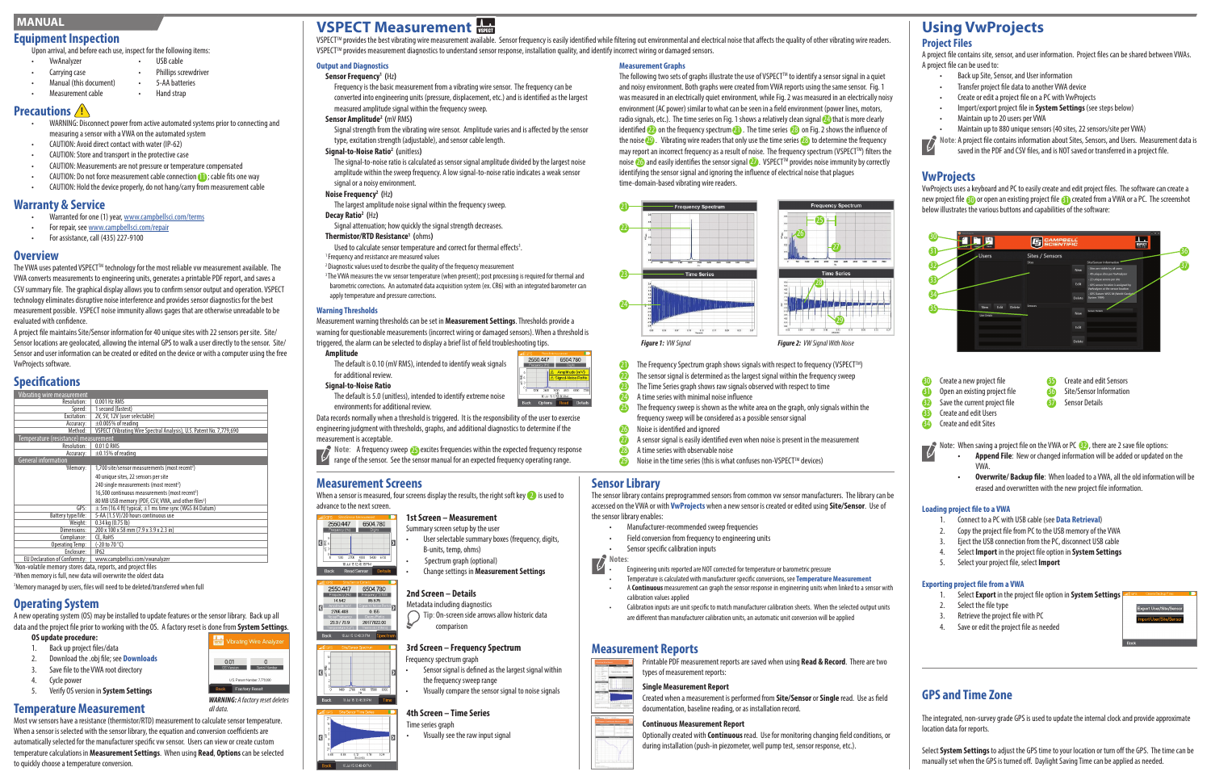# MANUAL

## Equipment Inspection

Upon arrival, and before each use, inspect for the following items:

- VwAnalyzer
- Carrying case
- Manual (this document)
- Measurement cable
- USB cable
- Phillips screwdriver
- 5-AA batteries
- Hand strap

## Precautions

- WARNING: Disconnect power from active automated systems prior to connecting and measuring a sensor with a VWA on the automated system
- CAUTION: Avoid direct contact with water (IP-62)
- CAUTION: Store and transport in the protective case
- CAUTION: Measurements are not pressure or temperature compensated
- CAUTION: Do not force measurement cable connection 11; cable fits one way
- CAUTION: Hold the device properly, do not hang/carry from measurement cable

## Warranty & Service

- Warranted for one (1) year, www.campbellsci.com/terms
- For repair, see www.campbellsci.com/repair
- For assistance, call (435) 227-9100

## Overview

The VWA uses patented VSPECT™ technology for the most reliable vw measurement available. The VWA converts measurements to engineering units, generates a printable PDF report, and saves a CSV summary file. The graphical display allows you to confirm sensor output and operation. VSPECT technology eliminates disruptive noise interference and provides sensor diagnostics for the best measurement possible. VSPECT noise immunity allows gages that are otherwise unreadable to be evaluated with confidence.

A project file maintains Site/Sensor information for 40 unique sites with 22 sensors per site. Site/Sensor locations are geolocated, allowing the internal GPS to walk a user directly to the sensor. Site/Sensor and user information can be created or edited on the device or with a computer using the free VwProjects software.

## Specifications

| | |
|---|---|
| **Vibrating wire measurement** | |
| Resolution: | 0.001 Hz RMS |
| Speed: | 1 second (fastest) |
| Excitation: | 2V, 5V, 12V (user selectable) |
| Accuracy: | ±0.005% of reading |
| Method: | VSPECT (Vibrating Wire Spectral Analysis), U.S. Patent No. 7,779,690 |
| **Temperature (resistance) measurement** | |
| Resolution: | 0.01 Ω RMS |
| Accuracy: | ±0.15% of reading |
| **General information** | |
| Memory: | 1,700 site/sensor measurements (most recent[1]) 40 unique sites, 22 sensors per site 240 single measurements (most recent[2]) 16,500 continuous measurements (most recent[2]) 80 MB USB memory (PDF, CSV, VWA, and other files[3]) |
| GPS: | ± 5m (16.4 ft) typical; ±1 ms time sync (WGS 84 Datum) |
| Battery type/life: | 5-AA (1.5 V)/20 hours continuous use |
| Weight: | 0.34 kg (0.75 lb) |
| Dimensions: | 200 x 100 x 58 mm (7.9 x 3.9 x 2.3 in) |
| Compliance: | CE, RoHS |
| Operating Temp: | (-20 to 70 °C) |
| Enclosure: | IP62 |
| EU Declaration of Conformity: | www.campbellsci.com/vwanalyzer |

[1]Non-volatile memory stores data, reports, and project files
[2]When memory is full, new data will overwrite the oldest data
[3]Memory managed by users, files will need to be deleted/transferred when full

## Operating System

A new operating system (OS) may be installed to update features or the sensor library. Back up all data and the project file prior to working with the OS. A factory reset is done from **System Settings**.

**OS update procedure:**

1. Back up project files/data
2. Download the .obj file; see **Downloads**
3. Save file to the VWA root directory
4. Cycle power
5. Verify OS version in **System Settings**

Vibrating Wire Analyzer
OS Version 0.01 Serial Number 0
U.S. Patent Number: 7,779,690
Back Factory Reset

*WARNING: A factory reset deletes all data.*

## Temperature Measurement

Most vw sensors have a resistance (thermistor/RTD) measurement to calculate sensor temperature. When a sensor is selected with the sensor library, the equation and conversion coefficients are automatically selected for the manufacturer specific vw sensor. Users can view or create custom temperature calculations in **Measurement Settings**. When using **Read**, **Options** can be selected to quickly choose a temperature conversion.

## VSPECT Measurement

VSPECT™ provides the best vibrating wire measurement available. Sensor frequency is easily identified while filtering out environmental and electrical noise that affects the quality of other vibrating wire readers. VSPECT™ provides measurement diagnostics to understand sensor response, installation quality, and identify incorrect wiring or damaged sensors.

### Output and Diagnostics

**Sensor Frequency[1]** (Hz)
Frequency is the basic measurement from a vibrating wire sensor. The frequency can be converted into engineering units (pressure, displacement, etc.) and is identified as the largest measured amplitude signal within the frequency sweep.

**Sensor Amplitude[2]** (mV RMS)
Signal strength from the vibrating wire sensor. Amplitude varies and is affected by the sensor type, excitation strength (adjustable), and sensor cable length.

**Signal-to-Noise Ratio[2]** (unitless)
The signal-to-noise ratio is calculated as sensor signal amplitude divided by the largest noise amplitude within the sweep frequency. A low signal-to-noise ratio indicates a weak sensor signal or a noisy environment.

**Noise Frequency[2]** (Hz)
The largest amplitude noise signal within the frequency sweep.

**Decay Ratio[2]** (Hz)
Signal attenuation; how quickly the signal strength decreases.

**Thermistor/RTD Resistance[3]** (ohms)
Used to calculate sensor temperature and correct for thermal effects[3].

[1]Frequency and resistance are measured values
[2]Diagnostic values used to describe the quality of the frequency measurement
[3]The VWA measures the vw sensor temperature (when present); post processing is required for thermal and barometric corrections. An automated data acquisition system (ex. CR6) with an integrated barometer can apply temperature and pressure corrections.

### Warning Thresholds

Measurement warning thresholds can be set in **Measurement Settings**. Thresholds provide a warning for questionable measurements (incorrect wiring or damaged sensors). When a threshold is triggered, the alarm can be selected to display a brief list of field troubleshooting tips.

**Amplitude**
The default is 0.10 (mV RMS), intended to identify weak signals for additional review.

**Signal-to-Noise Ratio**
The default is 5.0 (unitless), intended to identify extreme noise environments for additional review.

Data records normally when a threshold is triggered. It is the responsibility of the user to exercise engineering judgment with thresholds, graphs, and additional diagnostics to determine if the measurement is acceptable.

Note: A frequency sweep 25 excites frequencies within the expected frequency response range of the sensor. See the sensor manual for an expected frequency operating range.

### Measurement Graphs

The following two sets of graphs illustrate the use of VSPECT™ to identify a sensor signal in a quiet and noisy environment. Both graphs were created from VWA reports using the same sensor. Fig. 1 was measured in an electrically quiet environment, while Fig. 2 was measured in an electrically noisy environment (AC power) similar to what can be seen in a field environment (power lines, motors, radio signals, etc.). The time series on Fig. 1 shows a relatively clean signal 24 that is more clearly identified 22 on the frequency spectrum 21. The time series 28 on Fig. 2 shows the influence of the noise 29. Vibrating wire readers that only use the time series 29 to determine the frequency may report an incorrect frequency as a result of noise. The frequency spectrum (VSPECT™) filters the noise 26 and easily identifies the sensor signal 27. VSPECT™ provides noise immunity by correctly identifying the sensor signal and ignoring the influence of electrical noise that plagues time-domain-based vibrating wire readers.

*Figure 1: VW Signal*

*Figure 2: VW Signal With Noise*

21. The Frequency Spectrum graph shows signals with respect to frequency (VSPECT™)
22. The sensor signal is determined as the largest signal within the frequency sweep
23. The Time Series graph shows raw signals observed with respect to time
24. A time series with minimal noise influence
25. The frequency sweep is shown as the white area on the graph, only signals within the frequency sweep will be considered as a possible sensor signal
26. Noise is identified and ignored
27. A sensor signal is easily identified even when noise is present in the measurement
28. A time series with observable noise
29. Noise in the time series (this is what confuses non-VSPECT™ devices)

## Measurement Screens

When a sensor is measured, four screens display the results, the right soft key 2 is used to advance to the next screen.

**1st Screen – Measurement**
Summary screen setup by the user

- User selectable summary boxes (frequency, digits, B-units, temp, ohms)
- Spectrum graph (optional)
- Change settings in **Measurement Settings**

**2nd Screen – Details**
Metadata including diagnostics

Tip: On-screen side arrows allow historic data comparison

**3rd Screen – Frequency Spectrum**
Frequency spectrum graph

- Sensor signal is defined as the largest signal within the frequency sweep range
- Visually compare the sensor signal to noise signals

**4th Screen – Time Series**
Time series graph

- Visually see the raw input signal

## Sensor Library

The sensor library contains preprogrammed sensors from common vw sensor manufacturers. The library can be accessed on the VWA or with **VwProjects** when a new sensor is created or edited using **Site/Sensor**. Use of the sensor library enables:

- Manufacturer-recommended sweep frequencies
- Field conversion from frequency to engineering units
- Sensor specific calibration inputs

Notes:

- Engineering units reported are NOT corrected for temperature or barometric pressure
- Temperature is calculated with manufacturer specific conversions, see **Temperature Measurement**
- A **Continuous** measurement can graph the sensor response in engineering units when linked to a sensor with calibration values applied
- Calibration inputs are unit specific to match manufacturer calibration sheets. When the selected output units are different than manufacturer calibration units, an automatic unit conversion will be applied

## Measurement Reports

Printable PDF measurement reports are saved when using **Read & Record**. There are two types of measurement reports:

**Single Measurement Report**
Created when a measurement is performed from **Site/Sensor** or **Single** read. Use as field documentation, baseline reading, or as installation record.

**Continuous Measurement Report**
Optionally created with **Continuous** read. Use for monitoring changing field conditions, or during installation (push-in piezometer, well pump test, sensor response, etc.).

## Using VwProjects

### Project Files

A project file contains site, sensor, and user information. Project files can be shared between VWAs. A project file can be used to:

- Back up Site, Sensor, and User information
- Transfer project file data to another VWA device
- Create or edit a project file on a PC with VwProjects
- Import/export project file in **System Settings** (see steps below)
- Maintain up to 20 users per VWA
- Maintain up to 880 unique sensors (40 sites, 22 sensors/site per VWA)

Note: A project file contains information about Sites, Sensors, and Users. Measurement data is saved in the PDF and CSV files, and is NOT saved or transferred in a project file.

## VwProjects

VwProjects uses a keyboard and PC to easily create and edit project files. The software can create a new project file 30 or open an existing project file 31 created from a VWA or a PC. The screenshot below illustrates the various buttons and capabilities of the software:

30. Create a new project file
31. Open an existing project file
32. Save the current project file
33. Create and edit Users
34. Create and edit Sites
35. Create and edit Sensors
36. Site/Sensor Information
37. Sensor Details

Note: When saving a project file on the VWA or PC 32, there are 2 save file options:

- **Append File**: New or changed information will be added or updated on the VWA.
- **Overwrite/Backup File**: When loaded to a VWA, all the old information will be erased and overwritten with the new project file information.

### Loading project file to a VWA

1. Connect to a PC with USB cable (see **Data Retrieval**)
2. Copy the project file from PC to the USB memory of the VWA
3. Eject the USB connection from the PC, disconnect USB cable
4. Select **Import** in the project file option in **System Settings**
5. Select your project file, Select **Import**

### Exporting project file from a VWA

1. Select **Export** in the project file option in **System Settings**
2. Select the file type
3. Retrieve the project file with PC
4. Save or edit the project file as needed

## GPS and Time Zone

The integrated, non-survey grade GPS is used to update the internal clock and provide approximate location data for reports.

Select **System Settings** to adjust the GPS time to your location or turn off the GPS. The time can be manually set when the GPS is turned off. Daylight Saving Time can be applied as needed.